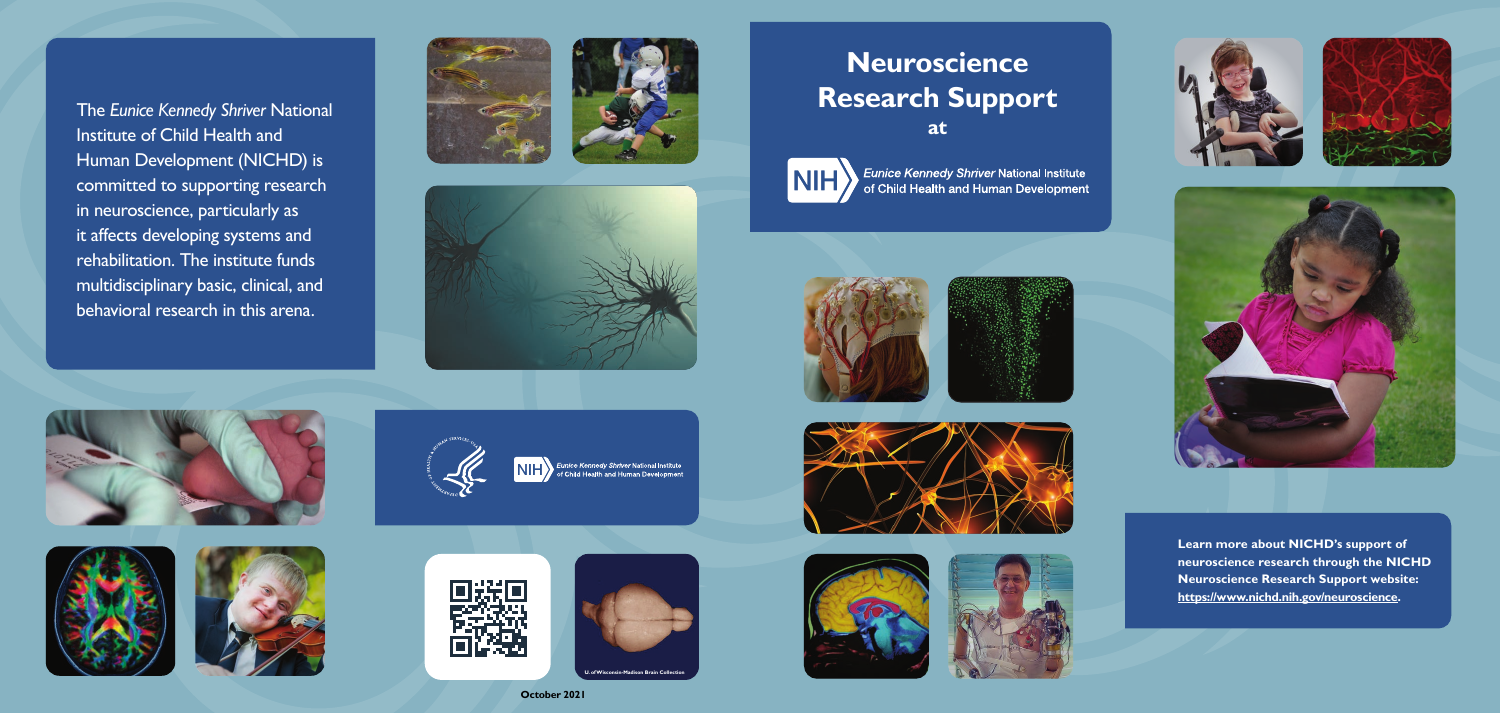# Neuroscience Research Support

**at**

NIH *Eunice Kennedy Shriver* National Institute of Child Health and Human Development

The *Eunice Kennedy Shriver* National Institute of Child Health and Human Development (NICHD) is committed to supporting research in neuroscience, particularly as it affects developing systems and rehabilitation. The institute funds multidisciplinary basic, clinical, and behavioral research in this arena.

NIH *Eunice Kennedy Shriver* National Institute of Child Health and Human Development

U. of Wisconsin-Madison Brain Collection

October 2021

**Learn more about NICHD's support of neuroscience research through the NICHD Neuroscience Research Support website: https://www.nichd.nih.gov/neuroscience.**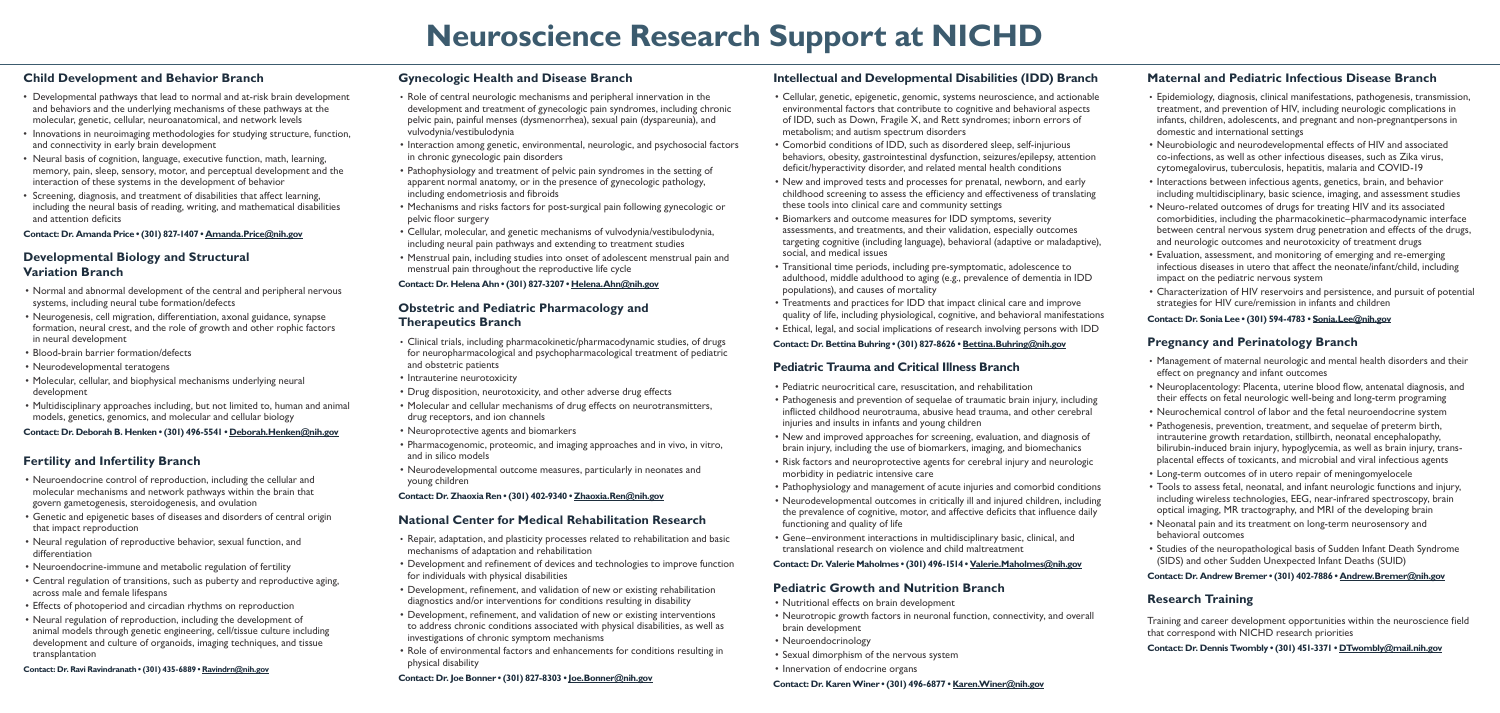# Neuroscience Research Support at NICHD

## Child Development and Behavior Branch

- Developmental pathways that lead to normal and at-risk brain development and behaviors and the underlying mechanisms of these pathways at the molecular, genetic, cellular, neuroanatomical, and network levels
- Innovations in neuroimaging methodologies for studying structure, function, and connectivity in early brain development
- Neural basis of cognition, language, executive function, math, learning, memory, pain, sleep, sensory, motor, and perceptual development and the interaction of these systems in the development of behavior
- Screening, diagnosis, and treatment of disabilities that affect learning, including the neural basis of reading, writing, and mathematical disabilities and attention deficits

**Contact: Dr. Amanda Price • (301) 827-1407 • Amanda.Price@nih.gov**

## Developmental Biology and Structural Variation Branch

- Normal and abnormal development of the central and peripheral nervous systems, including neural tube formation/defects
- Neurogenesis, cell migration, differentiation, axonal guidance, synapse formation, neural crest, and the role of growth and other trophic factors in neural development
- Blood-brain barrier formation/defects
- Neurodevelopmental teratogens
- Molecular, cellular, and biophysical mechanisms underlying neural development
- Multidisciplinary approaches including, but not limited to, human and animal models, genetics, genomics, and molecular and cellular biology

**Contact: Dr. Deborah B. Henken • (301) 496-5541 • Deborah.Henken@nih.gov**

## Fertility and Infertility Branch

- Neuroendocrine control of reproduction, including the cellular and molecular mechanisms and network pathways within the brain that govern gametogenesis, steroidogenesis, and ovulation
- Genetic and epigenetic bases of diseases and disorders of central origin that impact reproduction
- Neural regulation of reproductive behavior, sexual function, and differentiation
- Neuroendocrine-immune and metabolic regulation of fertility
- Central regulation of transitions, such as puberty and reproductive aging, across male and female lifespans
- Effects of photoperiod and circadian rhythms on reproduction
- Neural regulation of reproduction, including the development of animal models through genetic engineering, cell/tissue culture including development and culture of organoids, imaging techniques, and tissue transplantation

**Contact: Dr. Ravi Ravindranath • (301) 435-6889 • Ravindrn@nih.gov**

## Gynecologic Health and Disease Branch

- Role of central neurologic mechanisms and peripheral innervation in the development and treatment of gynecologic pain syndromes, including chronic pelvic pain, painful menses (dysmenorrhea), sexual pain (dyspareunia), and vulvodynia/vestibulodynia
- Interaction among genetic, environmental, neurologic, and psychosocial factors in chronic gynecologic pain disorders
- Pathophysiology and treatment of pelvic pain syndromes in the setting of apparent normal anatomy, or in the presence of gynecologic pathology, including endometriosis and fibroids
- Mechanisms and risks factors for post-surgical pain following gynecologic or pelvic floor surgery
- Cellular, molecular, and genetic mechanisms of vulvodynia/vestibulodynia, including neural pain pathways and extending to treatment studies
- Menstrual pain, including studies into onset of adolescent menstrual pain and menstrual pain throughout the reproductive life cycle

**Contact: Dr. Helena Ahn • (301) 827-3207 • Helena.Ahn@nih.gov**

## Obstetric and Pediatric Pharmacology and Therapeutics Branch

- Clinical trials, including pharmacokinetic/pharmacodynamic studies, of drugs for neuropharmacological and psychopharmacological treatment of pediatric and obstetric patients
- Intrauterine neurotoxicity
- Drug disposition, neurotoxicity, and other adverse drug effects
- Molecular and cellular mechanisms of drug effects on neurotransmitters, drug receptors, and ion channels
- Neuroprotective agents and biomarkers
- Pharmacogenomic, proteomic, and imaging approaches and in vivo, in vitro, and in silico models
- Neurodevelopmental outcome measures, particularly in neonates and young children

**Contact: Dr. Zhaoxia Ren • (301) 402-9340 • Zhaoxia.Ren@nih.gov**

## National Center for Medical Rehabilitation Research

- Repair, adaptation, and plasticity processes related to rehabilitation and basic mechanisms of adaptation and rehabilitation
- Development and refinement of devices and technologies to improve function for individuals with physical disabilities
- Development, refinement, and validation of new or existing rehabilitation diagnostics and/or interventions for conditions resulting in disability
- Development, refinement, and validation of new or existing interventions to address chronic conditions associated with physical disabilities, as well as investigations of chronic symptom mechanisms
- Role of environmental factors and enhancements for conditions resulting in physical disability

**Contact: Dr. Joe Bonner • (301) 827-8303 • Joe.Bonner@nih.gov**

## Intellectual and Developmental Disabilities (IDD) Branch

- Cellular, genetic, epigenetic, genomic, systems neuroscience, and actionable environmental factors that contribute to cognitive and behavioral aspects of IDD, such as Down, Fragile X, and Rett syndromes; inborn errors of metabolism; and autism spectrum disorders
- Comorbid conditions of IDD, such as disordered sleep, self-injurious behaviors, obesity, gastrointestinal dysfunction, seizures/epilepsy, attention deficit/hyperactivity disorder, and related mental health conditions
- New and improved tests and processes for prenatal, newborn, and early childhood screening to assess the efficiency and effectiveness of translating these tools into clinical care and community settings
- Biomarkers and outcome measures for IDD symptoms, severity assessments, and treatments, and their validation, especially outcomes targeting cognitive (including language), behavioral (adaptive or maladaptive), social, and medical issues
- Transitional time periods, including pre-symptomatic, adolescence to adulthood, middle adulthood to aging (e.g., prevalence of dementia in IDD populations), and causes of mortality
- Treatments and practices for IDD that impact clinical care and improve quality of life, including physiological, cognitive, and behavioral manifestations
- Ethical, legal, and social implications of research involving persons with IDD

**Contact: Dr. Bettina Buhring • (301) 827-8626 • Bettina.Buhring@nih.gov**

## Pediatric Trauma and Critical Illness Branch

- Pediatric neurocritical care, resuscitation, and rehabilitation
- Pathogenesis and prevention of sequelae of traumatic brain injury, including inflicted childhood neurotrauma, abusive head trauma, and other cerebral injuries and insults in infants and young children
- New and improved approaches for screening, evaluation, and diagnosis of brain injury, including the use of biomarkers, imaging, and biomechanics
- Risk factors and neuroprotective agents for cerebral injury and neurologic morbidity in pediatric intensive care
- Pathophysiology and management of acute injuries and comorbid conditions
- Neurodevelopmental outcomes in critically ill and injured children, including the prevalence of cognitive, motor, and affective deficits that influence daily functioning and quality of life
- Gene–environment interactions in multidisciplinary basic, clinical, and translational research on violence and child maltreatment

**Contact: Dr. Valerie Maholmes • (301) 496-1514 • Valerie.Maholmes@nih.gov**

## Pediatric Growth and Nutrition Branch

- Nutritional effects on brain development
- Neurotropic growth factors in neuronal function, connectivity, and overall brain development
- Neuroendocrinology
- Sexual dimorphism of the nervous system
- Innervation of endocrine organs

**Contact: Dr. Karen Winer • (301) 496-6877 • Karen.Winer@nih.gov**

## Maternal and Pediatric Infectious Disease Branch

- Epidemiology, diagnosis, clinical manifestations, pathogenesis, transmission, treatment, and prevention of HIV, including neurologic complications in infants, children, adolescents, and pregnant and non-pregnantpersons in domestic and international settings
- Neurobiologic and neurodevelopmental effects of HIV and associated co-infections, as well as other infectious diseases, such as Zika virus, cytomegalovirus, tuberculosis, hepatitis, malaria and COVID-19
- Interactions between infectious agents, genetics, brain, and behavior including multidisciplinary, basic science, imaging, and assessment studies
- Neuro-related outcomes of drugs for treating HIV and its associated comorbidities, including the pharmacokinetic–pharmacodynamic interface between central nervous system drug penetration and effects of the drugs, and neurologic outcomes and neurotoxicity of treatment drugs
- Evaluation, assessment, and monitoring of emerging and re-emerging infectious diseases in utero that affect the neonate/infant/child, including impact on the pediatric nervous system
- Characterization of HIV reservoirs and persistence, and pursuit of potential strategies for HIV cure/remission in infants and children

**Contact: Dr. Sonia Lee • (301) 594-4783 • Sonia.Lee@nih.gov**

## Pregnancy and Perinatology Branch

- Management of maternal neurologic and mental health disorders and their effect on pregnancy and infant outcomes
- Neuroplacentology: Placenta, uterine blood flow, antenatal diagnosis, and their effects on fetal neurologic well-being and long-term programing
- Neurochemical control of labor and the fetal neuroendocrine system
- Pathogenesis, prevention, treatment, and sequelae of preterm birth, intrauterine growth retardation, stillbirth, neonatal encephalopathy, bilirubin-induced brain injury, hypoglycemia, as well as brain injury, trans-placental effects of toxicants, and microbial and viral infectious agents
- Long-term outcomes of in utero repair of meningomyelocele
- Tools to assess fetal, neonatal, and infant neurologic functions and injury, including wireless technologies, EEG, near-infrared spectroscopy, brain optical imaging, MR tractography, and MRI of the developing brain
- Neonatal pain and its treatment on long-term neurosensory and behavioral outcomes
- Studies of the neuropathological basis of Sudden Infant Death Syndrome (SIDS) and other Sudden Unexpected Infant Deaths (SUID)

**Contact: Dr. Andrew Bremer • (301) 402-7886 • Andrew.Bremer@nih.gov**

## Research Training

Training and career development opportunities within the neuroscience field that correspond with NICHD research priorities

**Contact: Dr. Dennis Twombly • (301) 451-3371 • DTwombly@mail.nih.gov**